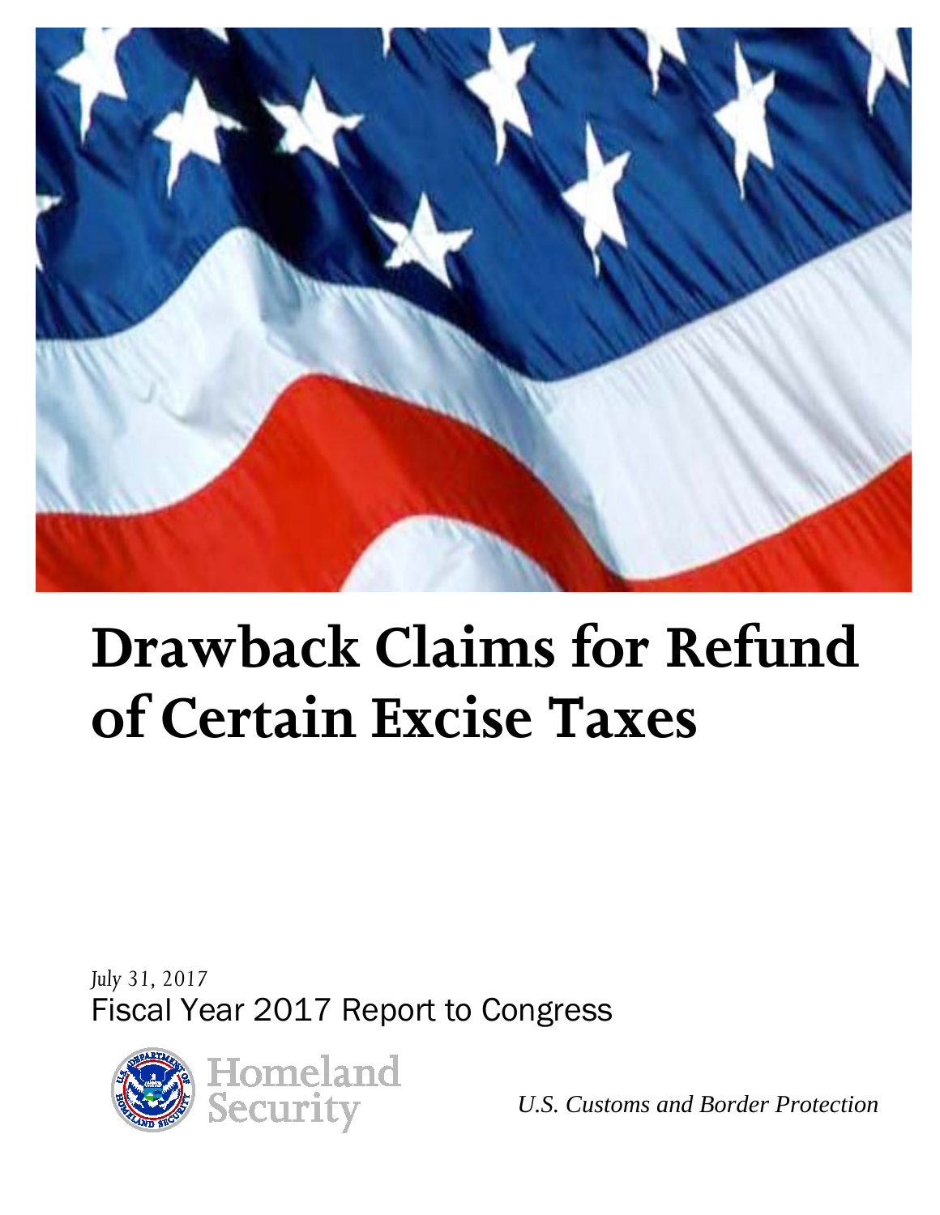# Drawback Claims for Refund of Certain Excise Taxes

*July 31, 2017*

Fiscal Year 2017 Report to Congress

Homeland Security

*U.S. Customs and Border Protection*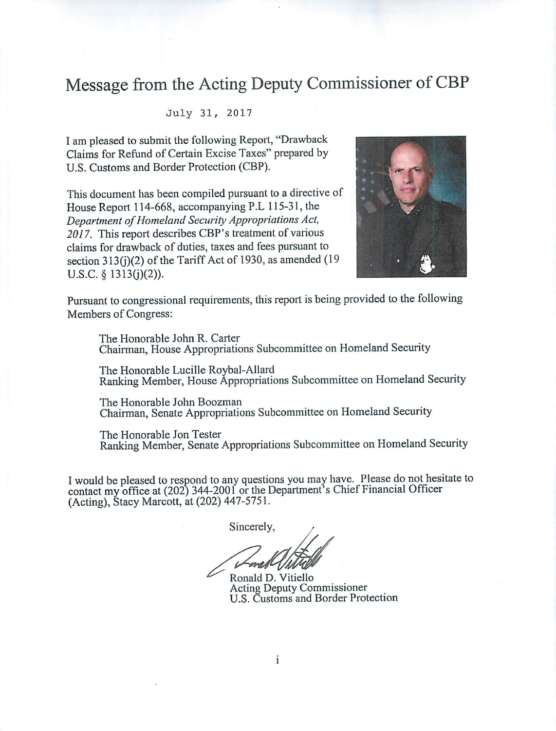# Message from the Acting Deputy Commissioner of CBP

July 31, 2017

I am pleased to submit the following Report, "Drawback Claims for Refund of Certain Excise Taxes" prepared by U.S. Customs and Border Protection (CBP).

This document has been compiled pursuant to a directive of House Report 114-668, accompanying P.L 115-31, the *Department of Homeland Security Appropriations Act, 2017*. This report describes CBP's treatment of various claims for drawback of duties, taxes and fees pursuant to section 313(j)(2) of the Tariff Act of 1930, as amended (19 U.S.C. § 1313(j)(2)).

Pursuant to congressional requirements, this report is being provided to the following Members of Congress:

The Honorable John R. Carter
Chairman, House Appropriations Subcommittee on Homeland Security

The Honorable Lucille Roybal-Allard
Ranking Member, House Appropriations Subcommittee on Homeland Security

The Honorable John Boozman
Chairman, Senate Appropriations Subcommittee on Homeland Security

The Honorable Jon Tester
Ranking Member, Senate Appropriations Subcommittee on Homeland Security

I would be pleased to respond to any questions you may have. Please do not hesitate to contact my office at (202) 344-2001 or the Department's Chief Financial Officer (Acting), Stacy Marcott, at (202) 447-5751.

Sincerely,

Ronald D. Vitiello
Acting Deputy Commissioner
U.S. Customs and Border Protection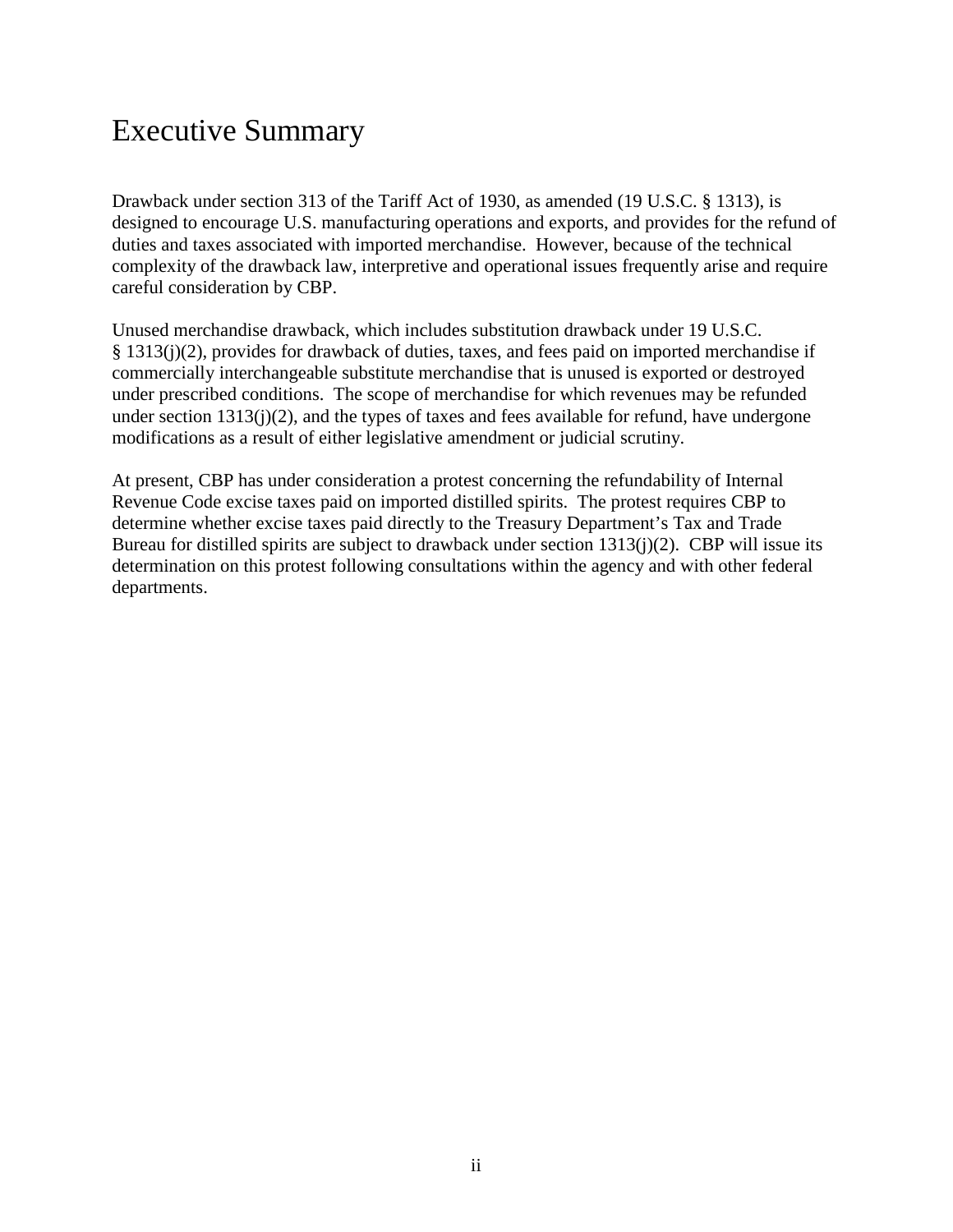# Executive Summary

Drawback under section 313 of the Tariff Act of 1930, as amended (19 U.S.C. § 1313), is designed to encourage U.S. manufacturing operations and exports, and provides for the refund of duties and taxes associated with imported merchandise. However, because of the technical complexity of the drawback law, interpretive and operational issues frequently arise and require careful consideration by CBP.

Unused merchandise drawback, which includes substitution drawback under 19 U.S.C. § 1313(j)(2), provides for drawback of duties, taxes, and fees paid on imported merchandise if commercially interchangeable substitute merchandise that is unused is exported or destroyed under prescribed conditions. The scope of merchandise for which revenues may be refunded under section 1313(j)(2), and the types of taxes and fees available for refund, have undergone modifications as a result of either legislative amendment or judicial scrutiny.

At present, CBP has under consideration a protest concerning the refundability of Internal Revenue Code excise taxes paid on imported distilled spirits. The protest requires CBP to determine whether excise taxes paid directly to the Treasury Department's Tax and Trade Bureau for distilled spirits are subject to drawback under section 1313(j)(2). CBP will issue its determination on this protest following consultations within the agency and with other federal departments.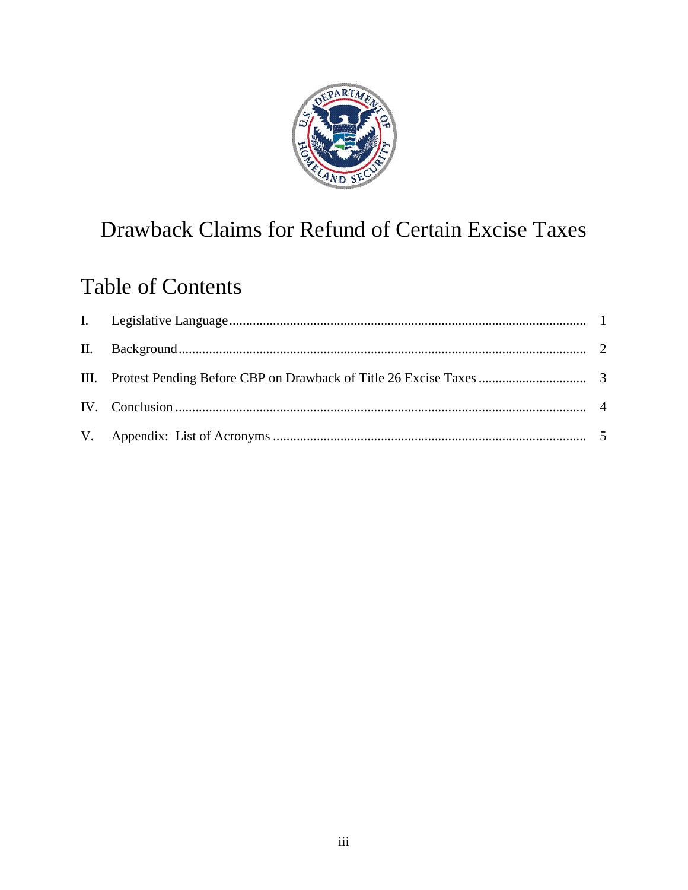# Drawback Claims for Refund of Certain Excise Taxes

## Table of Contents

I. Legislative Language .......... 1

II. Background .......... 2

III. Protest Pending Before CBP on Drawback of Title 26 Excise Taxes .......... 3

IV. Conclusion .......... 4

V. Appendix: List of Acronyms .......... 5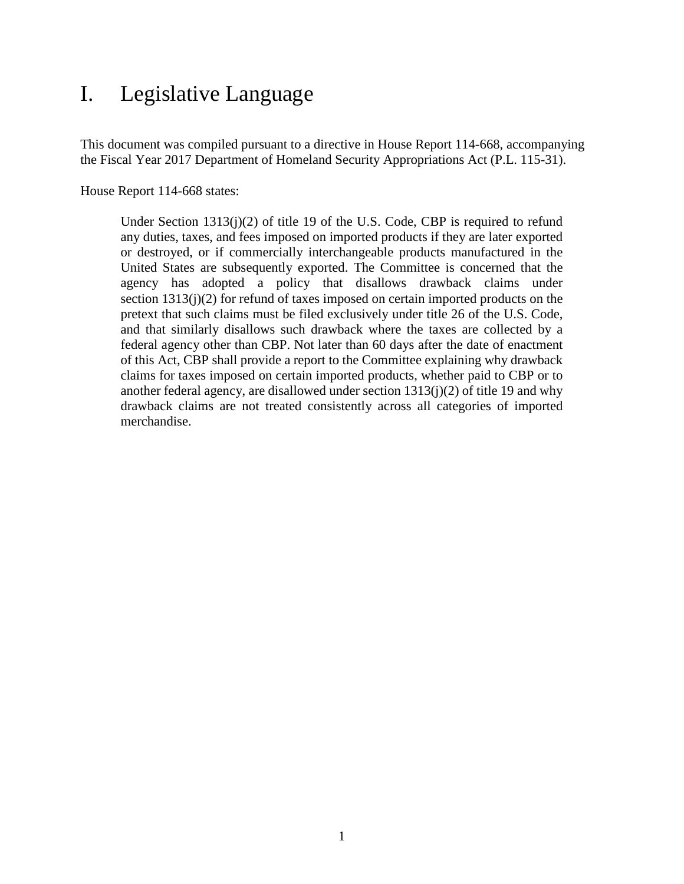# I. Legislative Language

This document was compiled pursuant to a directive in House Report 114-668, accompanying the Fiscal Year 2017 Department of Homeland Security Appropriations Act (P.L. 115-31).

House Report 114-668 states:

> Under Section 1313(j)(2) of title 19 of the U.S. Code, CBP is required to refund any duties, taxes, and fees imposed on imported products if they are later exported or destroyed, or if commercially interchangeable products manufactured in the United States are subsequently exported. The Committee is concerned that the agency has adopted a policy that disallows drawback claims under section 1313(j)(2) for refund of taxes imposed on certain imported products on the pretext that such claims must be filed exclusively under title 26 of the U.S. Code, and that similarly disallows such drawback where the taxes are collected by a federal agency other than CBP. Not later than 60 days after the date of enactment of this Act, CBP shall provide a report to the Committee explaining why drawback claims for taxes imposed on certain imported products, whether paid to CBP or to another federal agency, are disallowed under section 1313(j)(2) of title 19 and why drawback claims are not treated consistently across all categories of imported merchandise.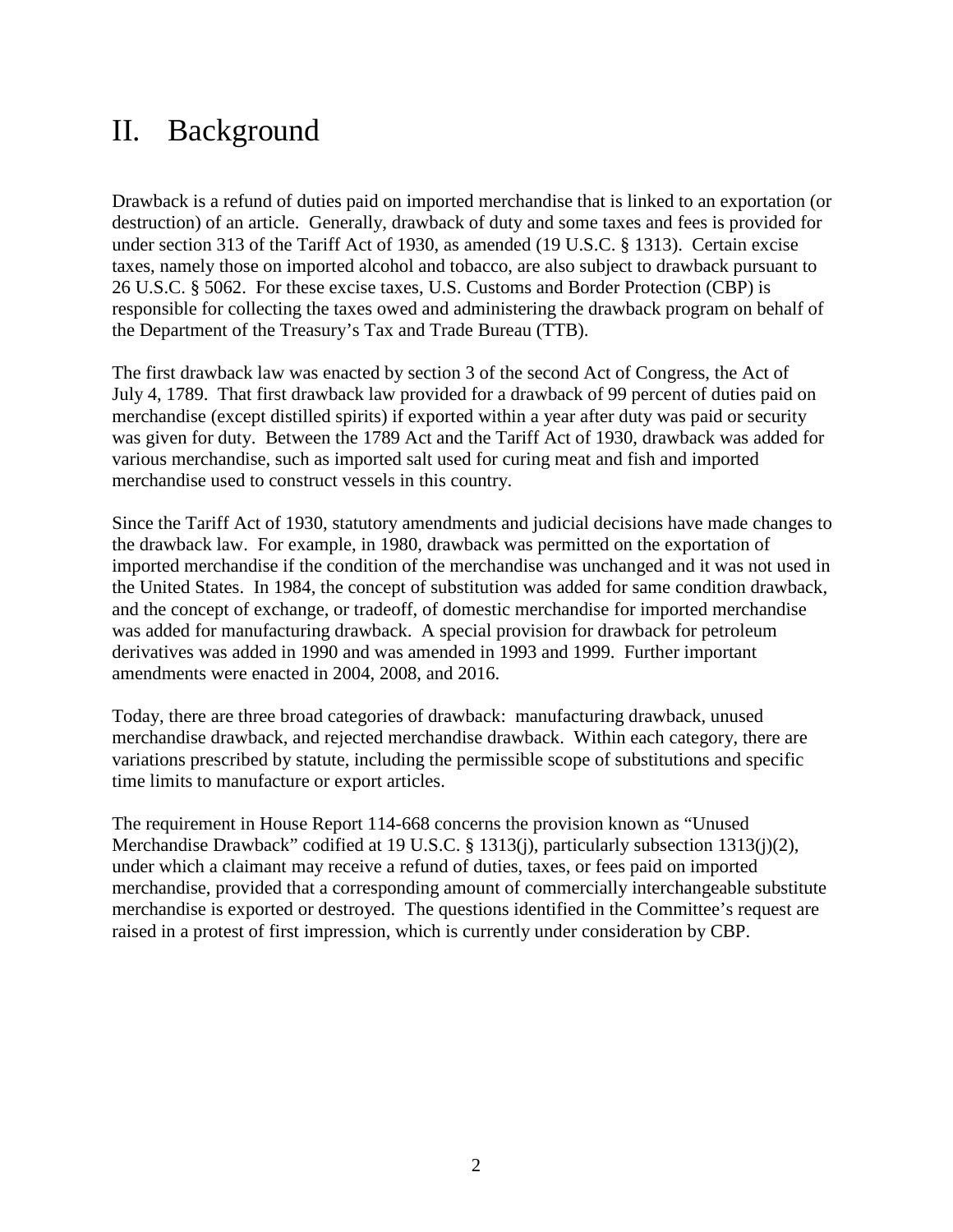# II. Background

Drawback is a refund of duties paid on imported merchandise that is linked to an exportation (or destruction) of an article. Generally, drawback of duty and some taxes and fees is provided for under section 313 of the Tariff Act of 1930, as amended (19 U.S.C. § 1313). Certain excise taxes, namely those on imported alcohol and tobacco, are also subject to drawback pursuant to 26 U.S.C. § 5062. For these excise taxes, U.S. Customs and Border Protection (CBP) is responsible for collecting the taxes owed and administering the drawback program on behalf of the Department of the Treasury's Tax and Trade Bureau (TTB).

The first drawback law was enacted by section 3 of the second Act of Congress, the Act of July 4, 1789. That first drawback law provided for a drawback of 99 percent of duties paid on merchandise (except distilled spirits) if exported within a year after duty was paid or security was given for duty. Between the 1789 Act and the Tariff Act of 1930, drawback was added for various merchandise, such as imported salt used for curing meat and fish and imported merchandise used to construct vessels in this country.

Since the Tariff Act of 1930, statutory amendments and judicial decisions have made changes to the drawback law. For example, in 1980, drawback was permitted on the exportation of imported merchandise if the condition of the merchandise was unchanged and it was not used in the United States. In 1984, the concept of substitution was added for same condition drawback, and the concept of exchange, or tradeoff, of domestic merchandise for imported merchandise was added for manufacturing drawback. A special provision for drawback for petroleum derivatives was added in 1990 and was amended in 1993 and 1999. Further important amendments were enacted in 2004, 2008, and 2016.

Today, there are three broad categories of drawback: manufacturing drawback, unused merchandise drawback, and rejected merchandise drawback. Within each category, there are variations prescribed by statute, including the permissible scope of substitutions and specific time limits to manufacture or export articles.

The requirement in House Report 114-668 concerns the provision known as "Unused Merchandise Drawback" codified at 19 U.S.C. § 1313(j), particularly subsection 1313(j)(2), under which a claimant may receive a refund of duties, taxes, or fees paid on imported merchandise, provided that a corresponding amount of commercially interchangeable substitute merchandise is exported or destroyed. The questions identified in the Committee's request are raised in a protest of first impression, which is currently under consideration by CBP.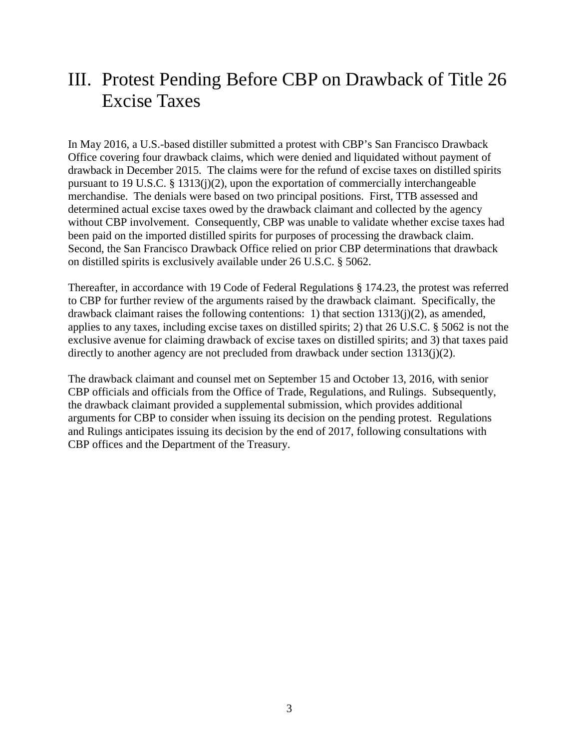# III. Protest Pending Before CBP on Drawback of Title 26 Excise Taxes

In May 2016, a U.S.-based distiller submitted a protest with CBP's San Francisco Drawback Office covering four drawback claims, which were denied and liquidated without payment of drawback in December 2015. The claims were for the refund of excise taxes on distilled spirits pursuant to 19 U.S.C. § 1313(j)(2), upon the exportation of commercially interchangeable merchandise. The denials were based on two principal positions. First, TTB assessed and determined actual excise taxes owed by the drawback claimant and collected by the agency without CBP involvement. Consequently, CBP was unable to validate whether excise taxes had been paid on the imported distilled spirits for purposes of processing the drawback claim. Second, the San Francisco Drawback Office relied on prior CBP determinations that drawback on distilled spirits is exclusively available under 26 U.S.C. § 5062.

Thereafter, in accordance with 19 Code of Federal Regulations § 174.23, the protest was referred to CBP for further review of the arguments raised by the drawback claimant. Specifically, the drawback claimant raises the following contentions: 1) that section 1313(j)(2), as amended, applies to any taxes, including excise taxes on distilled spirits; 2) that 26 U.S.C. § 5062 is not the exclusive avenue for claiming drawback of excise taxes on distilled spirits; and 3) that taxes paid directly to another agency are not precluded from drawback under section 1313(j)(2).

The drawback claimant and counsel met on September 15 and October 13, 2016, with senior CBP officials and officials from the Office of Trade, Regulations, and Rulings. Subsequently, the drawback claimant provided a supplemental submission, which provides additional arguments for CBP to consider when issuing its decision on the pending protest. Regulations and Rulings anticipates issuing its decision by the end of 2017, following consultations with CBP offices and the Department of the Treasury.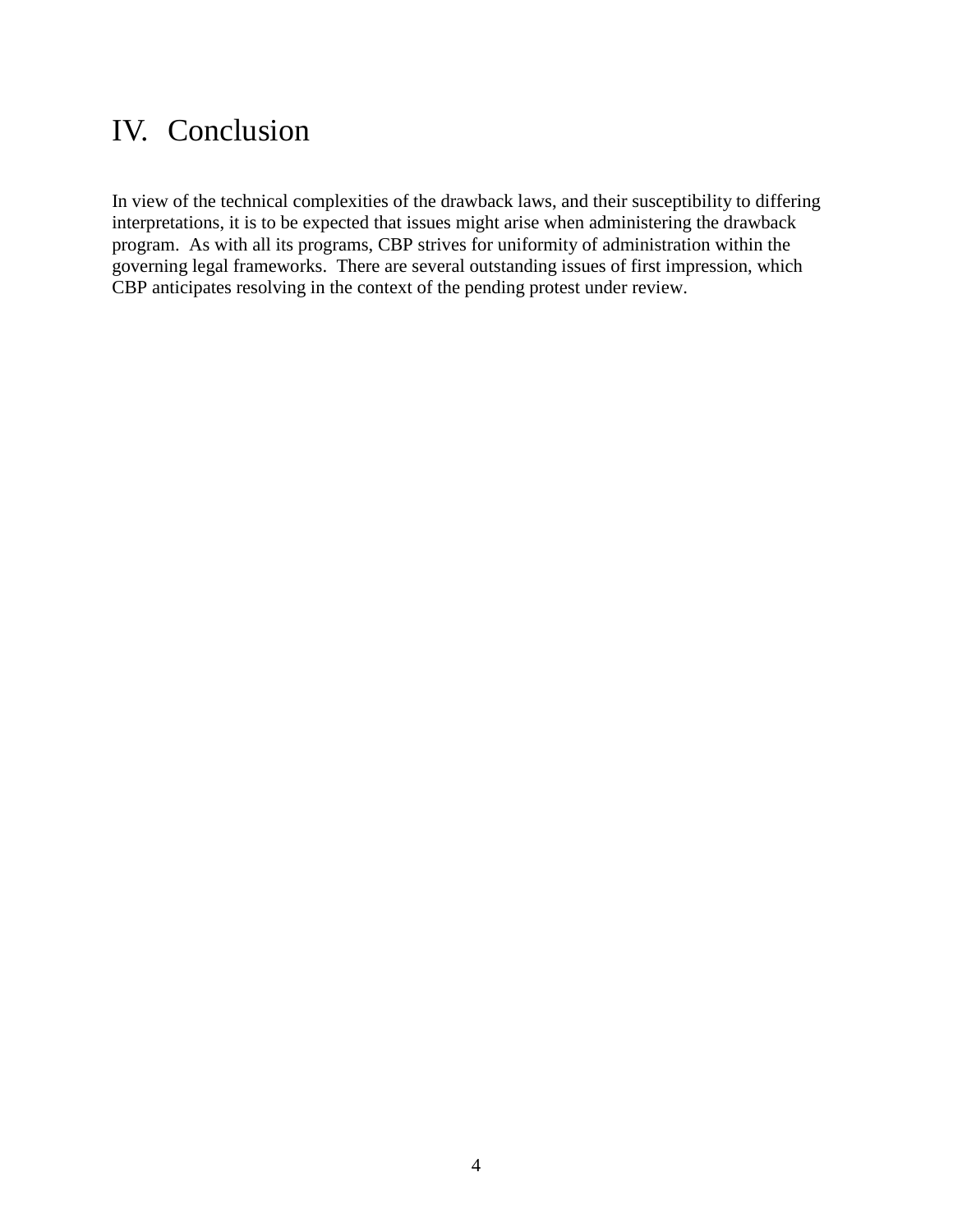# IV. Conclusion

In view of the technical complexities of the drawback laws, and their susceptibility to differing interpretations, it is to be expected that issues might arise when administering the drawback program. As with all its programs, CBP strives for uniformity of administration within the governing legal frameworks. There are several outstanding issues of first impression, which CBP anticipates resolving in the context of the pending protest under review.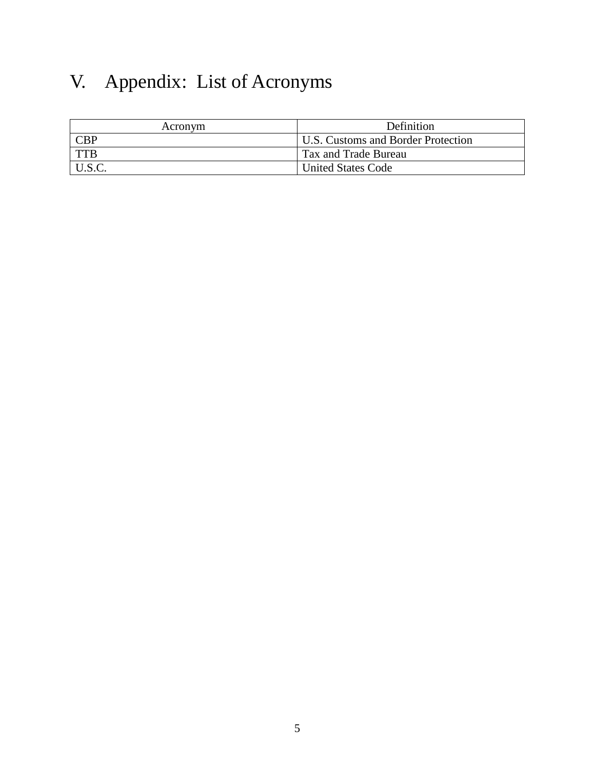# V. Appendix: List of Acronyms

| Acronym | Definition |
| --- | --- |
| CBP | U.S. Customs and Border Protection |
| TTB | Tax and Trade Bureau |
| U.S.C. | United States Code |